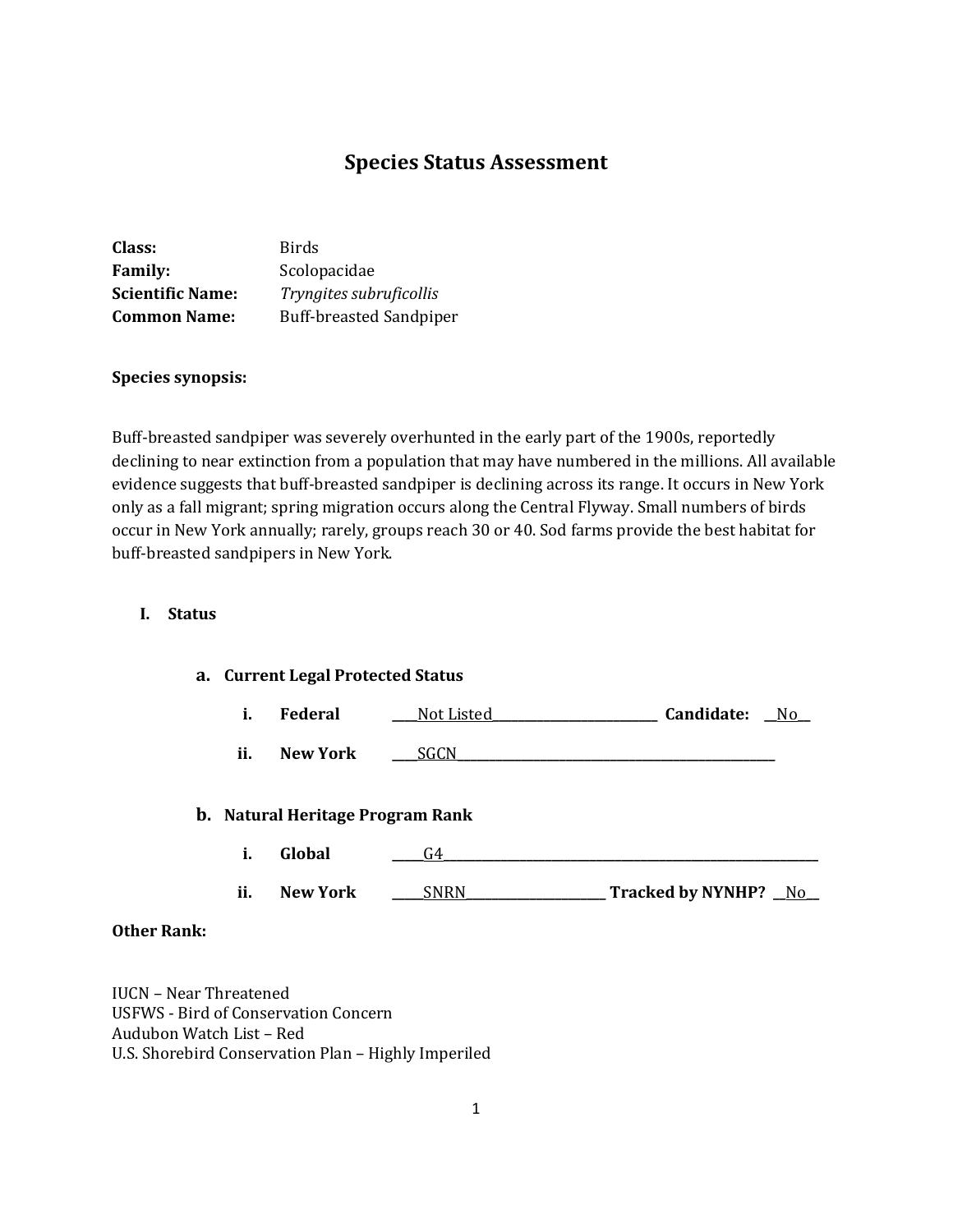# Species Status Assessment

**Class:** Birds
**Family:** Scolopacidae
**Scientific Name:** *Tryngites subruficollis*
**Common Name:** Buff-breasted Sandpiper

**Species synopsis:**

Buff-breasted sandpiper was severely overhunted in the early part of the 1900s, reportedly declining to near extinction from a population that may have numbered in the millions. All available evidence suggests that buff-breasted sandpiper is declining across its range. It occurs in New York only as a fall migrant; spring migration occurs along the Central Flyway. Small numbers of birds occur in New York annually; rarely, groups reach 30 or 40. Sod farms provide the best habitat for buff-breasted sandpipers in New York.

## I. Status

### a. Current Legal Protected Status

i. **Federal** ____Not Listed____ **Candidate:** __No__

ii. **New York** ____SGCN____

### b. Natural Heritage Program Rank

i. **Global** _____G4_____

ii. **New York** _____SNRN_____ **Tracked by NYNHP?** __No__

**Other Rank:**

IUCN – Near Threatened
USFWS - Bird of Conservation Concern
Audubon Watch List – Red
U.S. Shorebird Conservation Plan – Highly Imperiled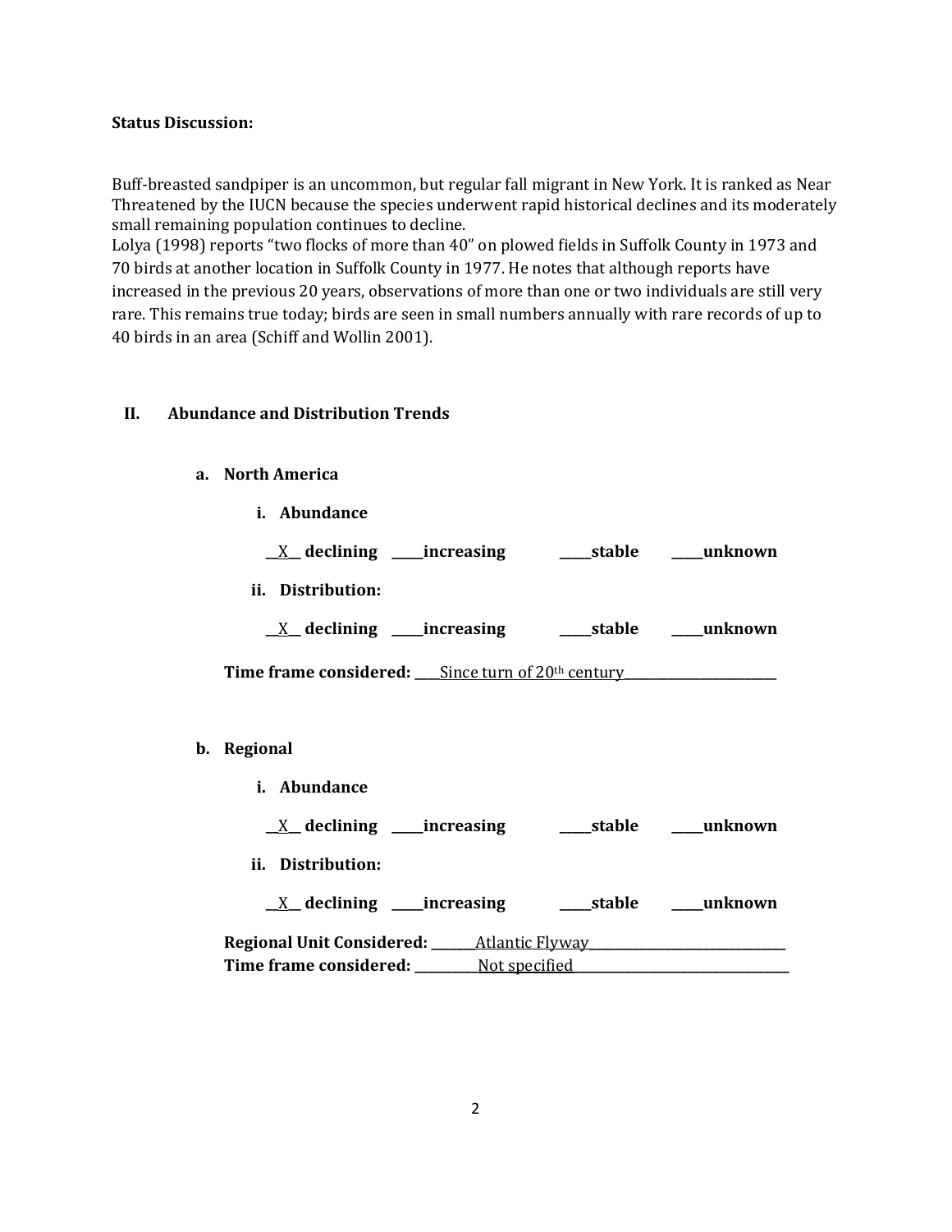**Status Discussion:**

Buff-breasted sandpiper is an uncommon, but regular fall migrant in New York. It is ranked as Near Threatened by the IUCN because the species underwent rapid historical declines and its moderately small remaining population continues to decline.
Lolya (1998) reports "two flocks of more than 40" on plowed fields in Suffolk County in 1973 and 70 birds at another location in Suffolk County in 1977. He notes that although reports have increased in the previous 20 years, observations of more than one or two individuals are still very rare. This remains true today; birds are seen in small numbers annually with rare records of up to 40 birds in an area (Schiff and Wollin 2001).

## II. Abundance and Distribution Trends

### a. North America

**i. Abundance**

\_\_X\_\_ **declining** \_\_\_\_\_**increasing** \_\_\_\_\_**stable** \_\_\_\_\_**unknown**

**ii. Distribution:**

\_\_X\_\_ **declining** \_\_\_\_\_**increasing** \_\_\_\_\_**stable** \_\_\_\_\_**unknown**

**Time frame considered:** \_\_\_\_Since turn of 20th century\_\_\_\_\_\_\_\_\_\_\_\_\_\_\_\_\_\_\_\_\_\_\_\_

### b. Regional

**i. Abundance**

\_\_X\_\_ **declining** \_\_\_\_\_**increasing** \_\_\_\_\_**stable** \_\_\_\_\_**unknown**

**ii. Distribution:**

\_\_X\_\_ **declining** \_\_\_\_\_**increasing** \_\_\_\_\_**stable** \_\_\_\_\_**unknown**

**Regional Unit Considered:** \_\_\_\_\_\_\_Atlantic Flyway\_\_\_\_\_\_\_\_\_\_\_\_\_\_\_\_\_\_\_\_\_\_\_\_\_\_\_\_\_\_
**Time frame considered:** \_\_\_\_\_\_\_\_\_\_Not specified\_\_\_\_\_\_\_\_\_\_\_\_\_\_\_\_\_\_\_\_\_\_\_\_\_\_\_\_\_\_\_\_\_\_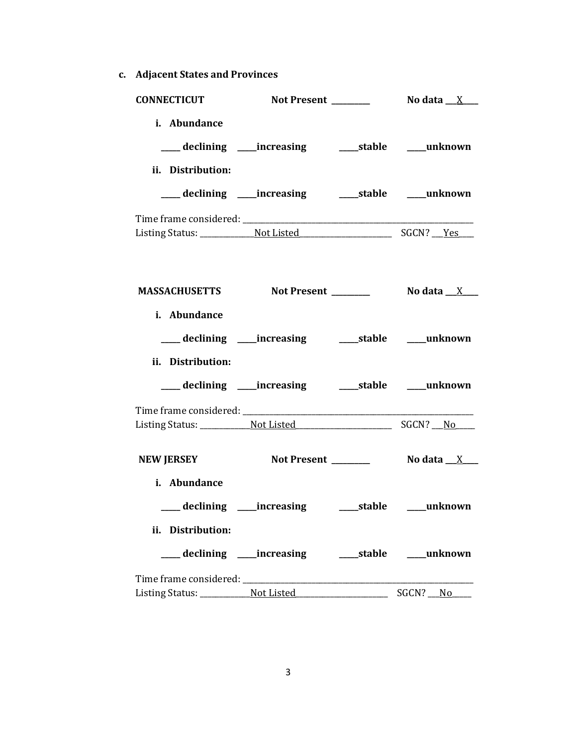**c. Adjacent States and Provinces**

**CONNECTICUT** **Not Present** _________ **No data** ___X____

**i. Abundance**

_____ **declining** _____**increasing** _____**stable** _____**unknown**

**ii. Distribution:**

_____ **declining** _____**increasing** _____**stable** _____**unknown**

Time frame considered: ___________________________________________________________

Listing Status: ______________Not Listed________________________ SGCN? ___Yes____

**MASSACHUSETTS** **Not Present** _________ **No data** ___X____

**i. Abundance**

_____ **declining** _____**increasing** _____**stable** _____**unknown**

**ii. Distribution:**

_____ **declining** _____**increasing** _____**stable** _____**unknown**

Time frame considered: ___________________________________________________________

Listing Status: _____________Not Listed_________________________ SGCN? ___No_____

**NEW JERSEY** **Not Present** _________ **No data** ___X____

**i. Abundance**

_____ **declining** _____**increasing** _____**stable** _____**unknown**

**ii. Distribution:**

_____ **declining** _____**increasing** _____**stable** _____**unknown**

Time frame considered: ___________________________________________________________

Listing Status: _____________Not Listed________________________ SGCN? ___No_____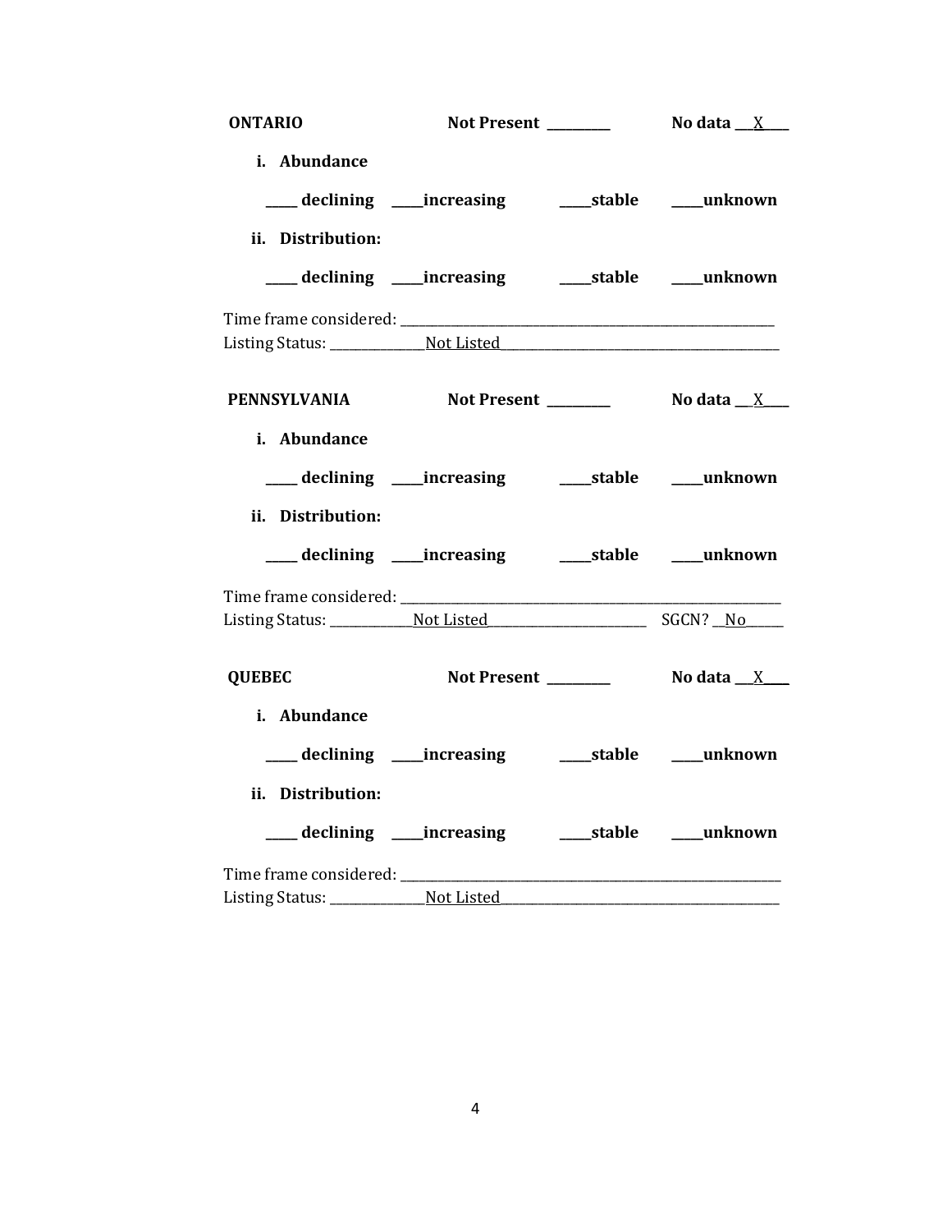**ONTARIO** Not Present ________ No data __X___

**i. Abundance**

____ declining ____increasing ____stable ____unknown

**ii. Distribution:**

____ declining ____increasing ____stable ____unknown

Time frame considered: ___________________________________________________
Listing Status: ____________Not Listed_____________________________________

**PENNSYLVANIA** Not Present ________ No data __X___

**i. Abundance**

____ declining ____increasing ____stable ____unknown

**ii. Distribution:**

____ declining ____increasing ____stable ____unknown

Time frame considered: ___________________________________________________
Listing Status: ___________Not Listed____________________ SGCN? __No_____

**QUEBEC** Not Present ________ No data __X___

**i. Abundance**

____ declining ____increasing ____stable ____unknown

**ii. Distribution:**

____ declining ____increasing ____stable ____unknown

Time frame considered: ___________________________________________________
Listing Status: ____________Not Listed_____________________________________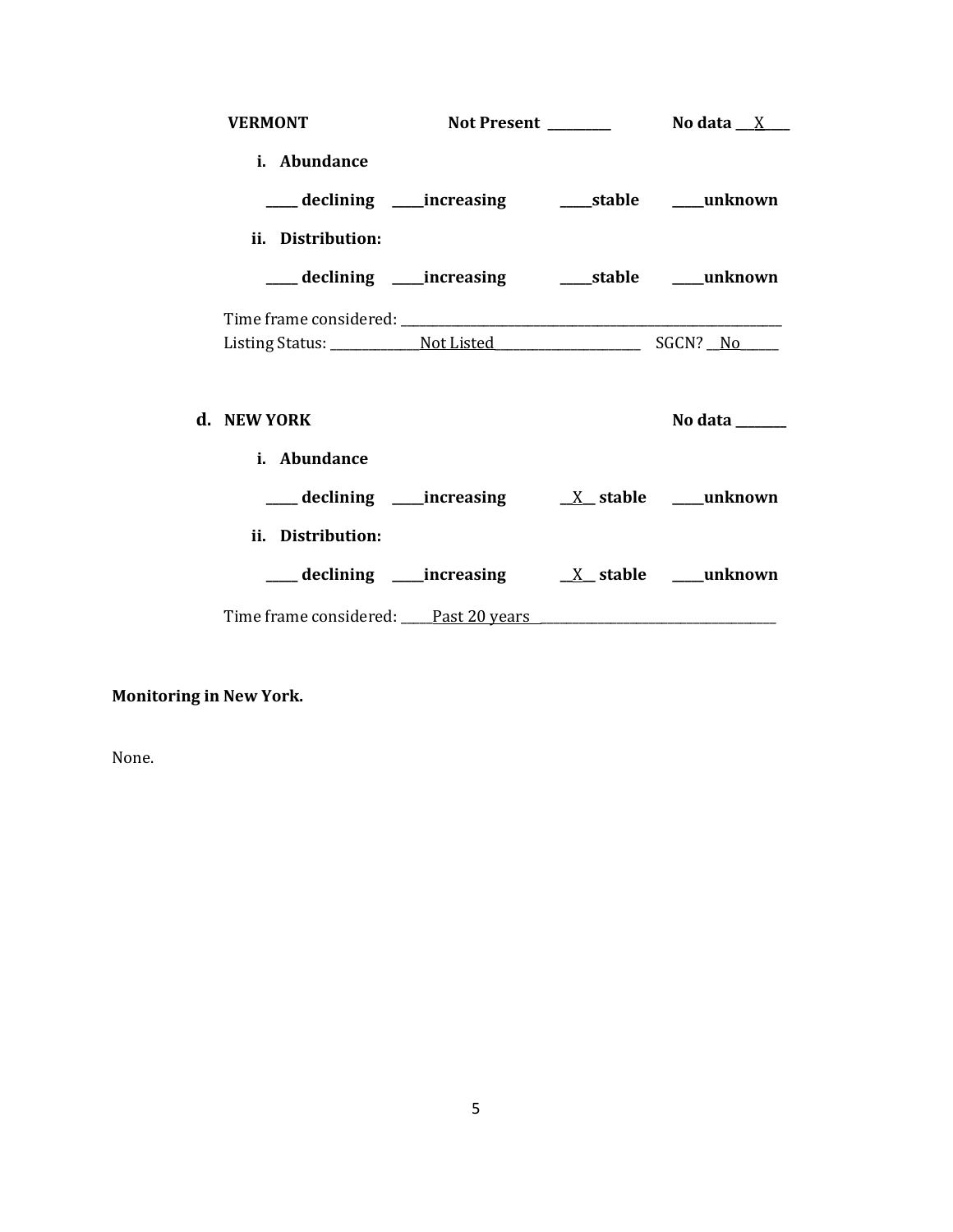**VERMONT** **Not Present** _________ **No data** ___X____

**i. Abundance**

_____ **declining** _____**increasing** _____**stable** _____**unknown**

**ii. Distribution:**

_____ **declining** _____**increasing** _____**stable** _____**unknown**

Time frame considered: ___________________________________________________________

Listing Status: ______________Not Listed_______________________ SGCN? __No______

**d. NEW YORK** **No data** ________

**i. Abundance**

_____ **declining** _____**increasing** __X__ **stable** _____**unknown**

**ii. Distribution:**

_____ **declining** _____**increasing** __X__ **stable** _____**unknown**

Time frame considered: _____Past 20 years ____________________________________

**Monitoring in New York.**

None.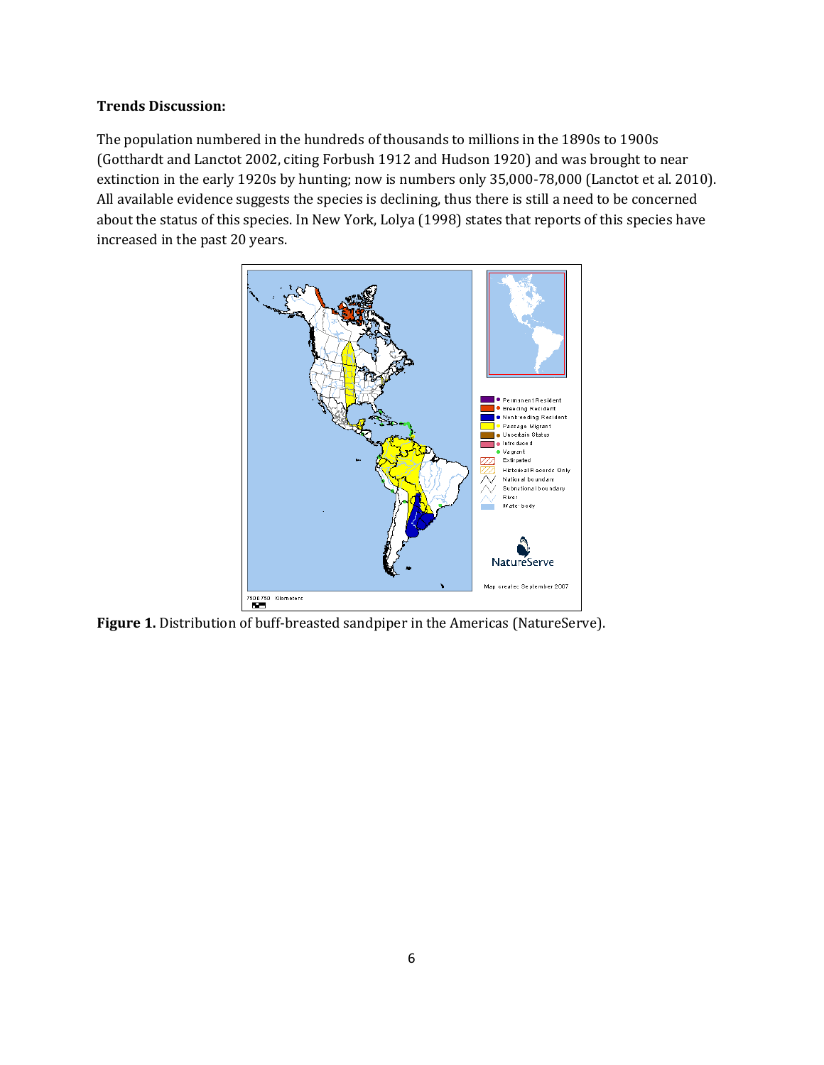**Trends Discussion:**

The population numbered in the hundreds of thousands to millions in the 1890s to 1900s (Gotthardt and Lanctot 2002, citing Forbush 1912 and Hudson 1920) and was brought to near extinction in the early 1920s by hunting; now is numbers only 35,000-78,000 (Lanctot et al. 2010). All available evidence suggests the species is declining, thus there is still a need to be concerned about the status of this species. In New York, Lolya (1998) states that reports of this species have increased in the past 20 years.

**Figure 1.** Distribution of buff-breasted sandpiper in the Americas (NatureServe).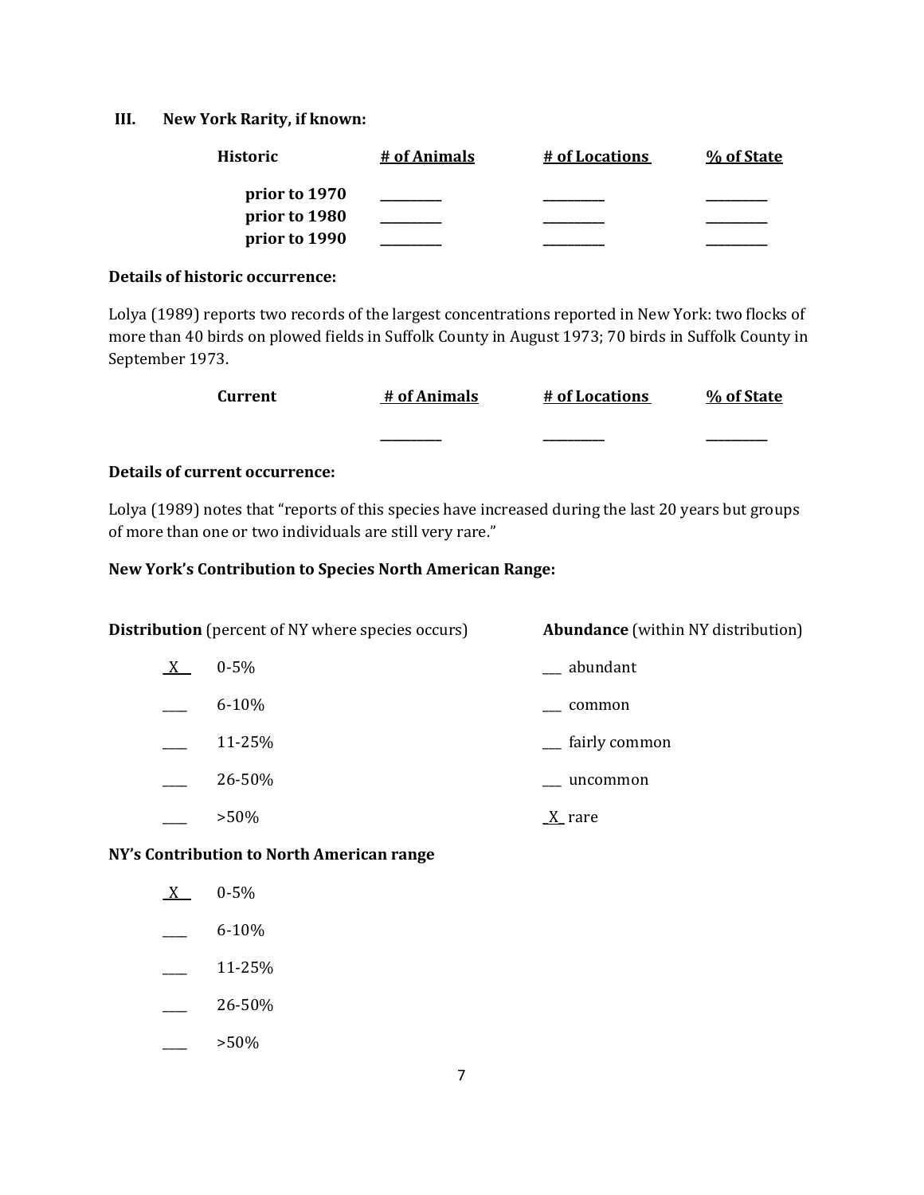## III. New York Rarity, if known:

| Historic | # of Animals | # of Locations | % of State |
|---|---|---|---|
| prior to 1970 | _________ | _________ | _________ |
| prior to 1980 | _________ | _________ | _________ |
| prior to 1990 | _________ | _________ | _________ |

**Details of historic occurrence:**

Lolya (1989) reports two records of the largest concentrations reported in New York: two flocks of more than 40 birds on plowed fields in Suffolk County in August 1973; 70 birds in Suffolk County in September 1973.

| Current | # of Animals | # of Locations | % of State |
|---|---|---|---|
| | _________ | _________ | _________ |

**Details of current occurrence:**

Lolya (1989) notes that "reports of this species have increased during the last 20 years but groups of more than one or two individuals are still very rare."

**New York's Contribution to Species North American Range:**

| **Distribution** (percent of NY where species occurs) | | **Abundance** (within NY distribution) |
|---|---|---|
| X | 0-5% | ___ abundant |
| ___ | 6-10% | ___ common |
| ___ | 11-25% | ___ fairly common |
| ___ | 26-50% | ___ uncommon |
| ___ | >50% | X rare |

**NY's Contribution to North American range**

- X 0-5%
- ___ 6-10%
- ___ 11-25%
- ___ 26-50%
- ___ >50%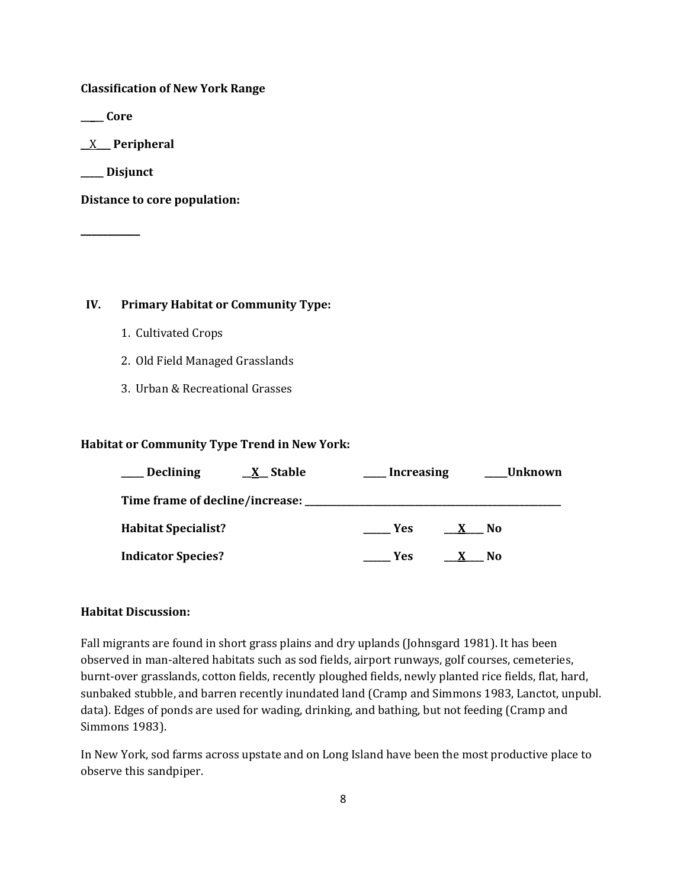**Classification of New York Range**

_____ **Core**

__X___ **Peripheral**

_____ **Disjunct**

**Distance to core population:**

____________

## IV. Primary Habitat or Community Type:

1. Cultivated Crops
2. Old Field Managed Grasslands
3. Urban & Recreational Grasses

**Habitat or Community Type Trend in New York:**

_____ **Declining** __X__ **Stable** _____ **Increasing** _____**Unknown**

**Time frame of decline/increase:** ___________________________________________

**Habitat Specialist?** ______ **Yes** ___X____ **No**

**Indicator Species?** ______ **Yes** ___X____ **No**

**Habitat Discussion:**

Fall migrants are found in short grass plains and dry uplands (Johnsgard 1981). It has been observed in man-altered habitats such as sod fields, airport runways, golf courses, cemeteries, burnt-over grasslands, cotton fields, recently ploughed fields, newly planted rice fields, flat, hard, sunbaked stubble, and barren recently inundated land (Cramp and Simmons 1983, Lanctot, unpubl. data). Edges of ponds are used for wading, drinking, and bathing, but not feeding (Cramp and Simmons 1983).

In New York, sod farms across upstate and on Long Island have been the most productive place to observe this sandpiper.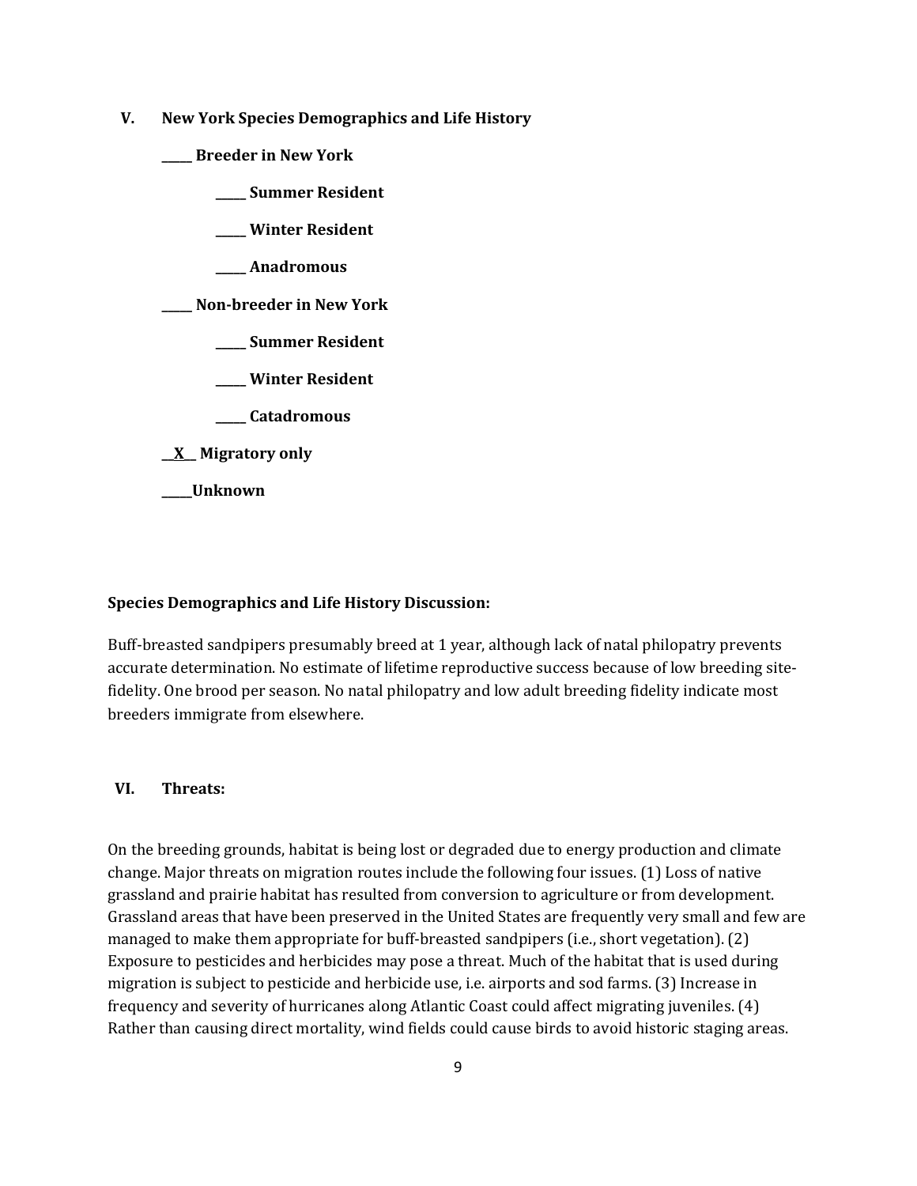## V. New York Species Demographics and Life History

**_____ Breeder in New York**

- **_____ Summer Resident**
- **_____ Winter Resident**
- **_____ Anadromous**

**_____ Non-breeder in New York**

- **_____ Summer Resident**
- **_____ Winter Resident**
- **_____ Catadromous**

**__X__ Migratory only**

**_____Unknown**

**Species Demographics and Life History Discussion:**

Buff-breasted sandpipers presumably breed at 1 year, although lack of natal philopatry prevents accurate determination. No estimate of lifetime reproductive success because of low breeding site-fidelity. One brood per season. No natal philopatry and low adult breeding fidelity indicate most breeders immigrate from elsewhere.

## VI. Threats:

On the breeding grounds, habitat is being lost or degraded due to energy production and climate change. Major threats on migration routes include the following four issues. (1) Loss of native grassland and prairie habitat has resulted from conversion to agriculture or from development. Grassland areas that have been preserved in the United States are frequently very small and few are managed to make them appropriate for buff-breasted sandpipers (i.e., short vegetation). (2) Exposure to pesticides and herbicides may pose a threat. Much of the habitat that is used during migration is subject to pesticide and herbicide use, i.e. airports and sod farms. (3) Increase in frequency and severity of hurricanes along Atlantic Coast could affect migrating juveniles. (4) Rather than causing direct mortality, wind fields could cause birds to avoid historic staging areas.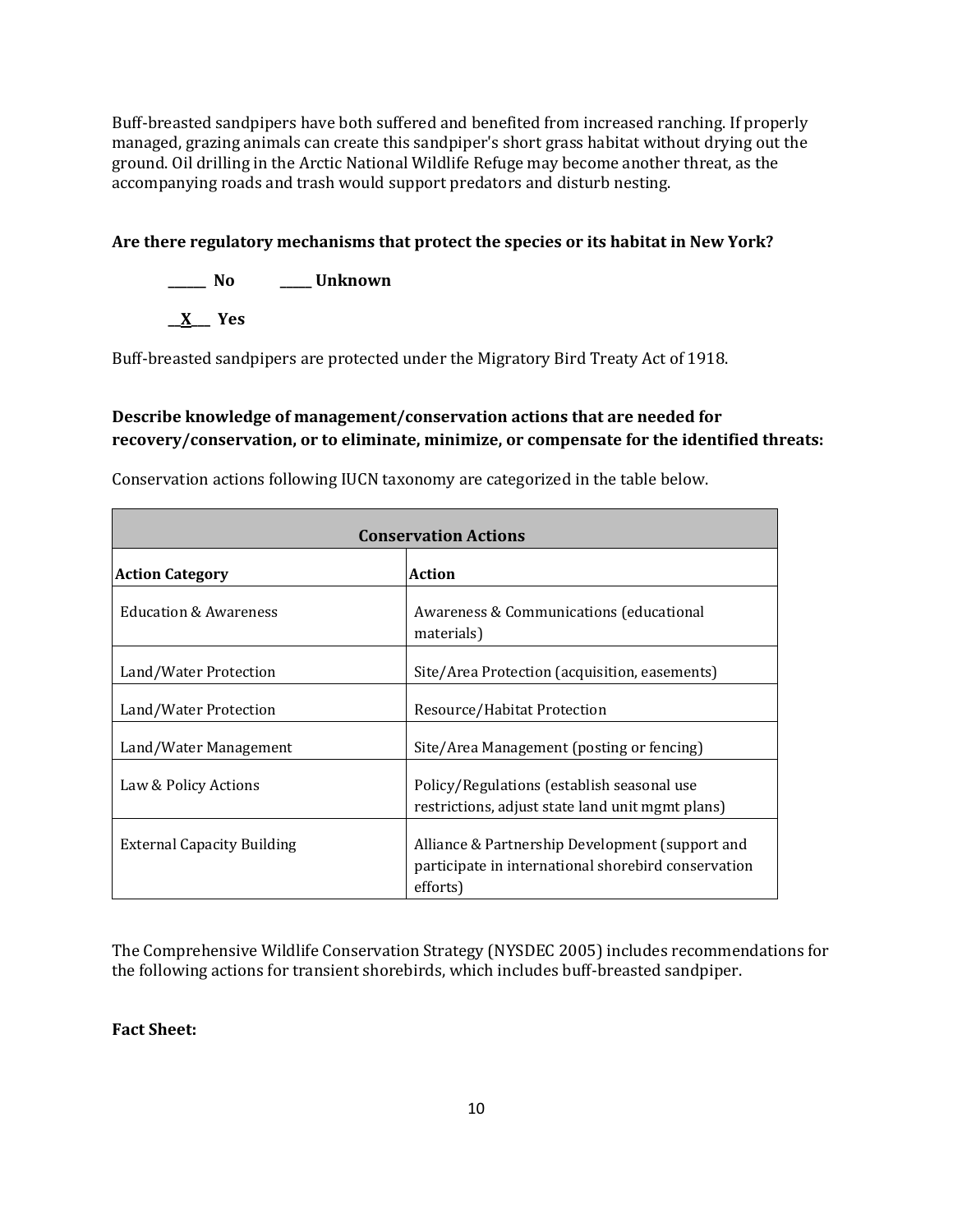Buff-breasted sandpipers have both suffered and benefited from increased ranching. If properly managed, grazing animals can create this sandpiper's short grass habitat without drying out the ground. Oil drilling in the Arctic National Wildlife Refuge may become another threat, as the accompanying roads and trash would support predators and disturb nesting.

**Are there regulatory mechanisms that protect the species or its habitat in New York?**

**______ No** **_____ Unknown**

**__X___ Yes**

Buff-breasted sandpipers are protected under the Migratory Bird Treaty Act of 1918.

**Describe knowledge of management/conservation actions that are needed for recovery/conservation, or to eliminate, minimize, or compensate for the identified threats:**

Conservation actions following IUCN taxonomy are categorized in the table below.

| **Conservation Actions** | |
|---|---|
| **Action Category** | **Action** |
| Education & Awareness | Awareness & Communications (educational materials) |
| Land/Water Protection | Site/Area Protection (acquisition, easements) |
| Land/Water Protection | Resource/Habitat Protection |
| Land/Water Management | Site/Area Management (posting or fencing) |
| Law & Policy Actions | Policy/Regulations (establish seasonal use restrictions, adjust state land unit mgmt plans) |
| External Capacity Building | Alliance & Partnership Development (support and participate in international shorebird conservation efforts) |

The Comprehensive Wildlife Conservation Strategy (NYSDEC 2005) includes recommendations for the following actions for transient shorebirds, which includes buff-breasted sandpiper.

**Fact Sheet:**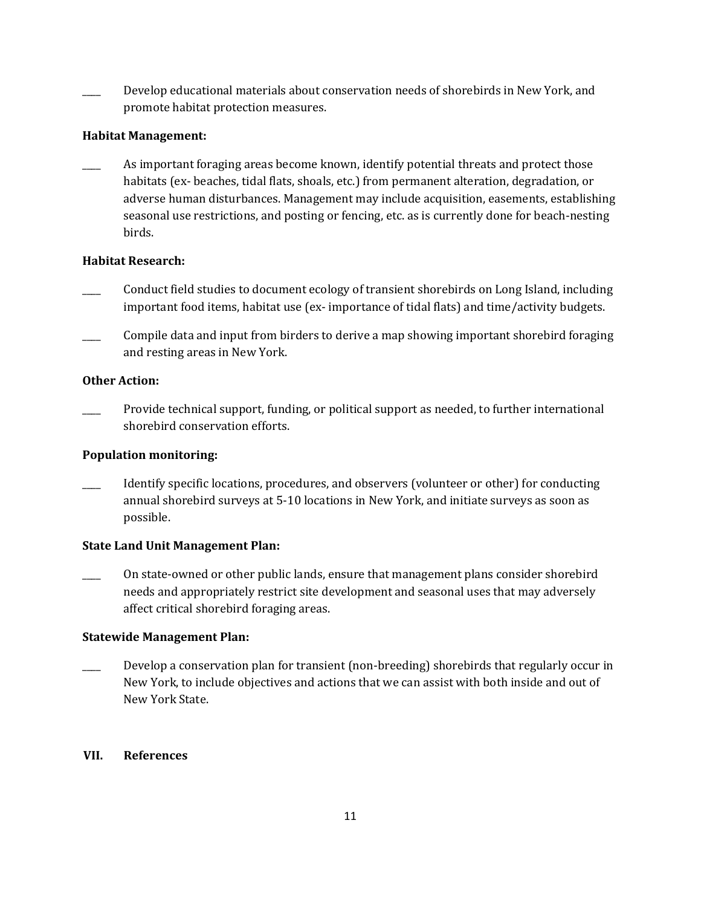____ Develop educational materials about conservation needs of shorebirds in New York, and promote habitat protection measures.

**Habitat Management:**

____ As important foraging areas become known, identify potential threats and protect those habitats (ex- beaches, tidal flats, shoals, etc.) from permanent alteration, degradation, or adverse human disturbances. Management may include acquisition, easements, establishing seasonal use restrictions, and posting or fencing, etc. as is currently done for beach-nesting birds.

**Habitat Research:**

____ Conduct field studies to document ecology of transient shorebirds on Long Island, including important food items, habitat use (ex- importance of tidal flats) and time/activity budgets.

____ Compile data and input from birders to derive a map showing important shorebird foraging and resting areas in New York.

**Other Action:**

____ Provide technical support, funding, or political support as needed, to further international shorebird conservation efforts.

**Population monitoring:**

____ Identify specific locations, procedures, and observers (volunteer or other) for conducting annual shorebird surveys at 5-10 locations in New York, and initiate surveys as soon as possible.

**State Land Unit Management Plan:**

____ On state-owned or other public lands, ensure that management plans consider shorebird needs and appropriately restrict site development and seasonal uses that may adversely affect critical shorebird foraging areas.

**Statewide Management Plan:**

____ Develop a conservation plan for transient (non-breeding) shorebirds that regularly occur in New York, to include objectives and actions that we can assist with both inside and out of New York State.

## VII. References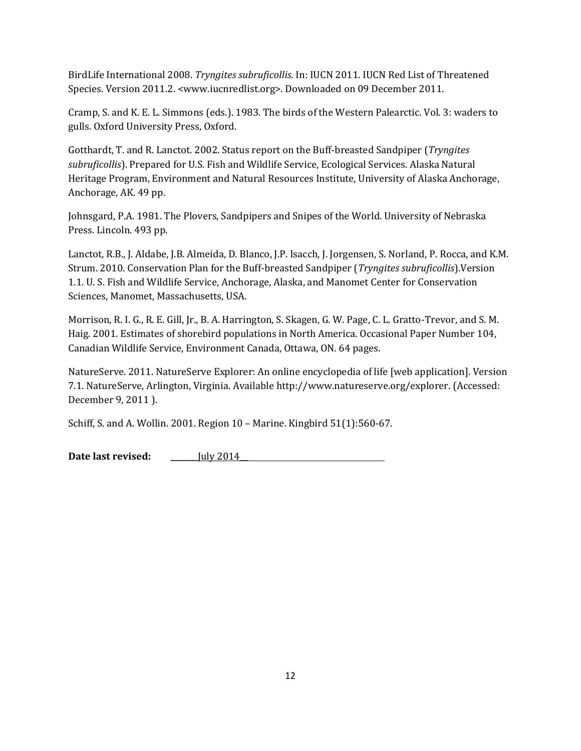BirdLife International 2008. *Tryngites subruficollis*. In: IUCN 2011. IUCN Red List of Threatened Species. Version 2011.2. <www.iucnredlist.org>. Downloaded on 09 December 2011.

Cramp, S. and K. E. L. Simmons (eds.). 1983. The birds of the Western Palearctic. Vol. 3: waders to gulls. Oxford University Press, Oxford.

Gotthardt, T. and R. Lanctot. 2002. Status report on the Buff-breasted Sandpiper (*Tryngites subruficollis*). Prepared for U.S. Fish and Wildlife Service, Ecological Services. Alaska Natural Heritage Program, Environment and Natural Resources Institute, University of Alaska Anchorage, Anchorage, AK. 49 pp.

Johnsgard, P.A. 1981. The Plovers, Sandpipers and Snipes of the World. University of Nebraska Press. Lincoln. 493 pp.

Lanctot, R.B., J. Aldabe, J.B. Almeida, D. Blanco, J.P. Isacch, J. Jorgensen, S. Norland, P. Rocca, and K.M. Strum. 2010. Conservation Plan for the Buff-breasted Sandpiper (*Tryngites subruficollis*).Version 1.1. U. S. Fish and Wildlife Service, Anchorage, Alaska, and Manomet Center for Conservation Sciences, Manomet, Massachusetts, USA.

Morrison, R. I. G., R. E. Gill, Jr., B. A. Harrington, S. Skagen, G. W. Page, C. L. Gratto-Trevor, and S. M. Haig. 2001. Estimates of shorebird populations in North America. Occasional Paper Number 104, Canadian Wildlife Service, Environment Canada, Ottawa, ON. 64 pages.

NatureServe. 2011. NatureServe Explorer: An online encyclopedia of life [web application]. Version 7.1. NatureServe, Arlington, Virginia. Available http://www.natureserve.org/explorer. (Accessed: December 9, 2011 ).

Schiff, S. and A. Wollin. 2001. Region 10 – Marine. Kingbird 51(1):560-67.

**Date last revised:** July 2014